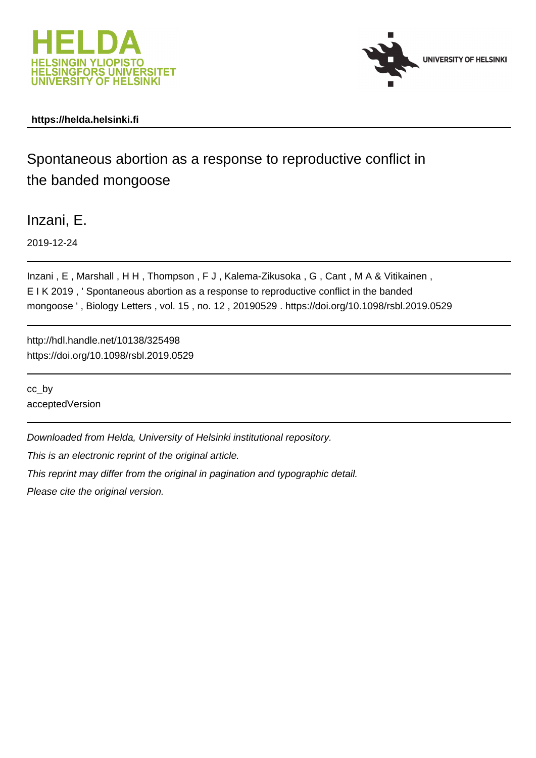HELDA
HELSINGIN YLIOPISTO
HELSINGFORS UNIVERSITET
UNIVERSITY OF HELSINKI

UNIVERSITY OF HELSINKI

**https://helda.helsinki.fi**

# Spontaneous abortion as a response to reproductive conflict in the banded mongoose

Inzani, E.

2019-12-24

Inzani , E , Marshall , H H , Thompson , F J , Kalema-Zikusoka , G , Cant , M A & Vitikainen , E I K 2019 , ' Spontaneous abortion as a response to reproductive conflict in the banded mongoose ' , Biology Letters , vol. 15 , no. 12 , 20190529 . https://doi.org/10.1098/rsbl.2019.0529

http://hdl.handle.net/10138/325498
https://doi.org/10.1098/rsbl.2019.0529

cc_by
acceptedVersion

*Downloaded from Helda, University of Helsinki institutional repository.*

*This is an electronic reprint of the original article.*

*This reprint may differ from the original in pagination and typographic detail.*

*Please cite the original version.*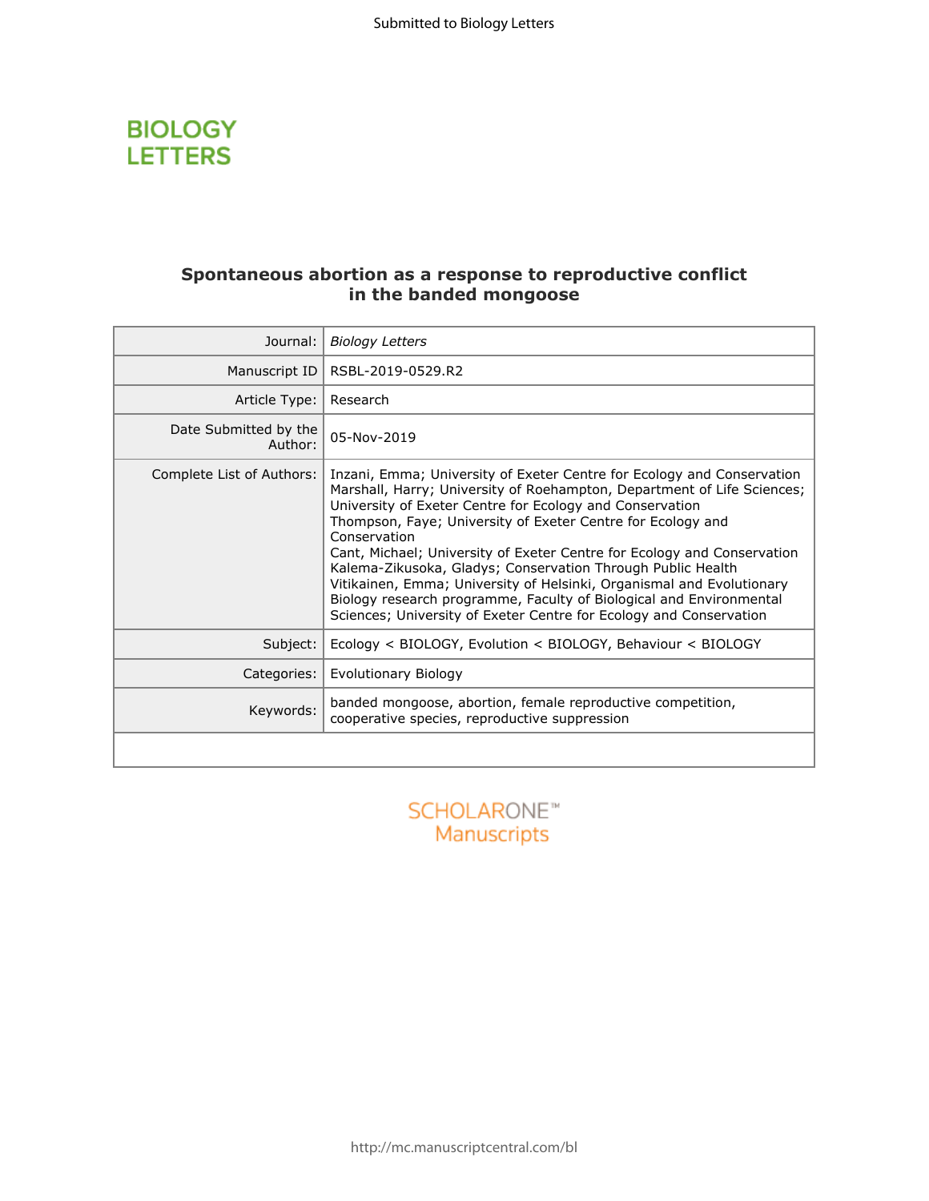# Spontaneous abortion as a response to reproductive conflict in the banded mongoose

| | |
|---|---|
| Journal: | *Biology Letters* |
| Manuscript ID | RSBL-2019-0529.R2 |
| Article Type: | Research |
| Date Submitted by the Author: | 05-Nov-2019 |
| Complete List of Authors: | Inzani, Emma; University of Exeter Centre for Ecology and Conservation<br>Marshall, Harry; University of Roehampton, Department of Life Sciences; University of Exeter Centre for Ecology and Conservation<br>Thompson, Faye; University of Exeter Centre for Ecology and Conservation<br>Cant, Michael; University of Exeter Centre for Ecology and Conservation<br>Kalema-Zikusoka, Gladys; Conservation Through Public Health<br>Vitikainen, Emma; University of Helsinki, Organismal and Evolutionary Biology research programme, Faculty of Biological and Environmental Sciences; University of Exeter Centre for Ecology and Conservation |
| Subject: | Ecology < BIOLOGY, Evolution < BIOLOGY, Behaviour < BIOLOGY |
| Categories: | Evolutionary Biology |
| Keywords: | banded mongoose, abortion, female reproductive competition, cooperative species, reproductive suppression |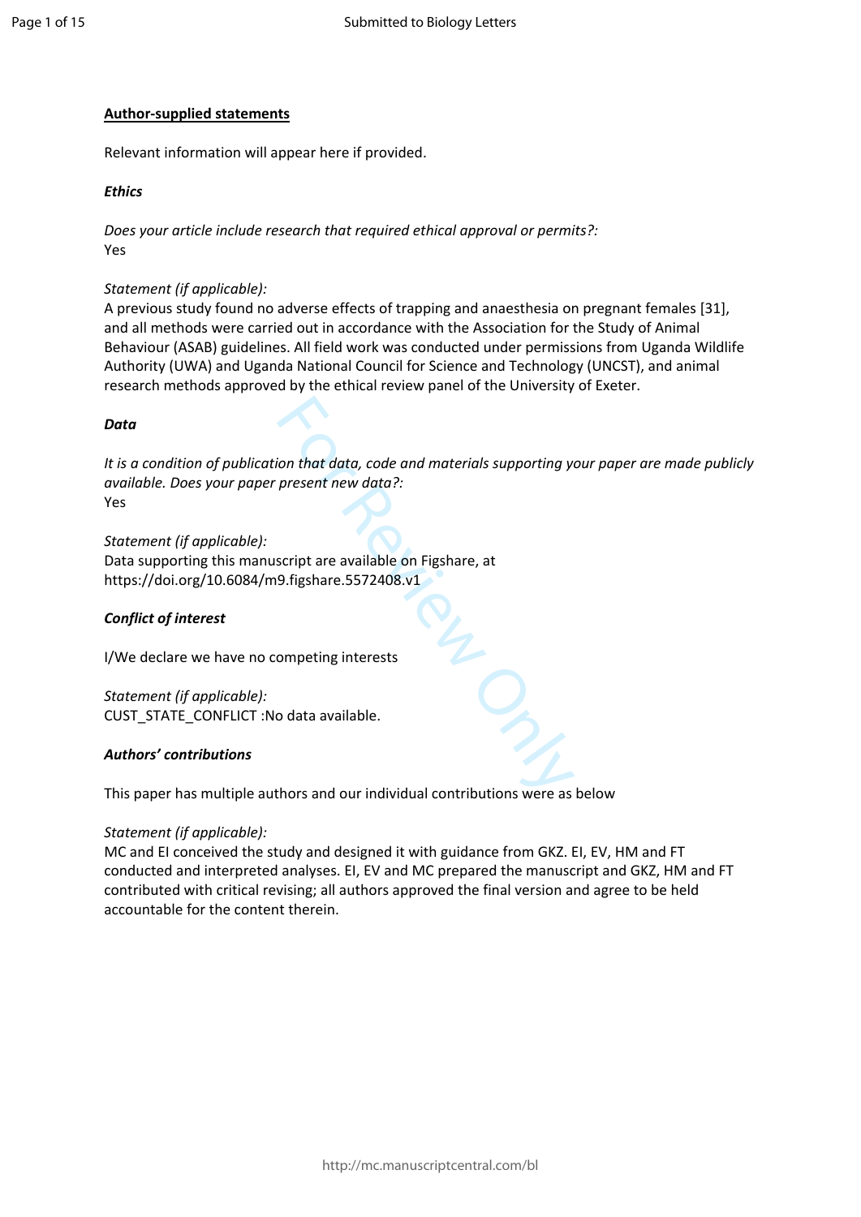**Author-supplied statements**

Relevant information will appear here if provided.

***Ethics***

*Does your article include research that required ethical approval or permits?:*
Yes

*Statement (if applicable):*
A previous study found no adverse effects of trapping and anaesthesia on pregnant females [31], and all methods were carried out in accordance with the Association for the Study of Animal Behaviour (ASAB) guidelines. All field work was conducted under permissions from Uganda Wildlife Authority (UWA) and Uganda National Council for Science and Technology (UNCST), and animal research methods approved by the ethical review panel of the University of Exeter.

***Data***

*It is a condition of publication that data, code and materials supporting your paper are made publicly available. Does your paper present new data?:*
Yes

*Statement (if applicable):*
Data supporting this manuscript are available on Figshare, at https://doi.org/10.6084/m9.figshare.5572408.v1

***Conflict of interest***

I/We declare we have no competing interests

*Statement (if applicable):*
CUST_STATE_CONFLICT :No data available.

***Authors' contributions***

This paper has multiple authors and our individual contributions were as below

*Statement (if applicable):*
MC and EI conceived the study and designed it with guidance from GKZ. EI, EV, HM and FT conducted and interpreted analyses. EI, EV and MC prepared the manuscript and GKZ, HM and FT contributed with critical revising; all authors approved the final version and agree to be held accountable for the content therein.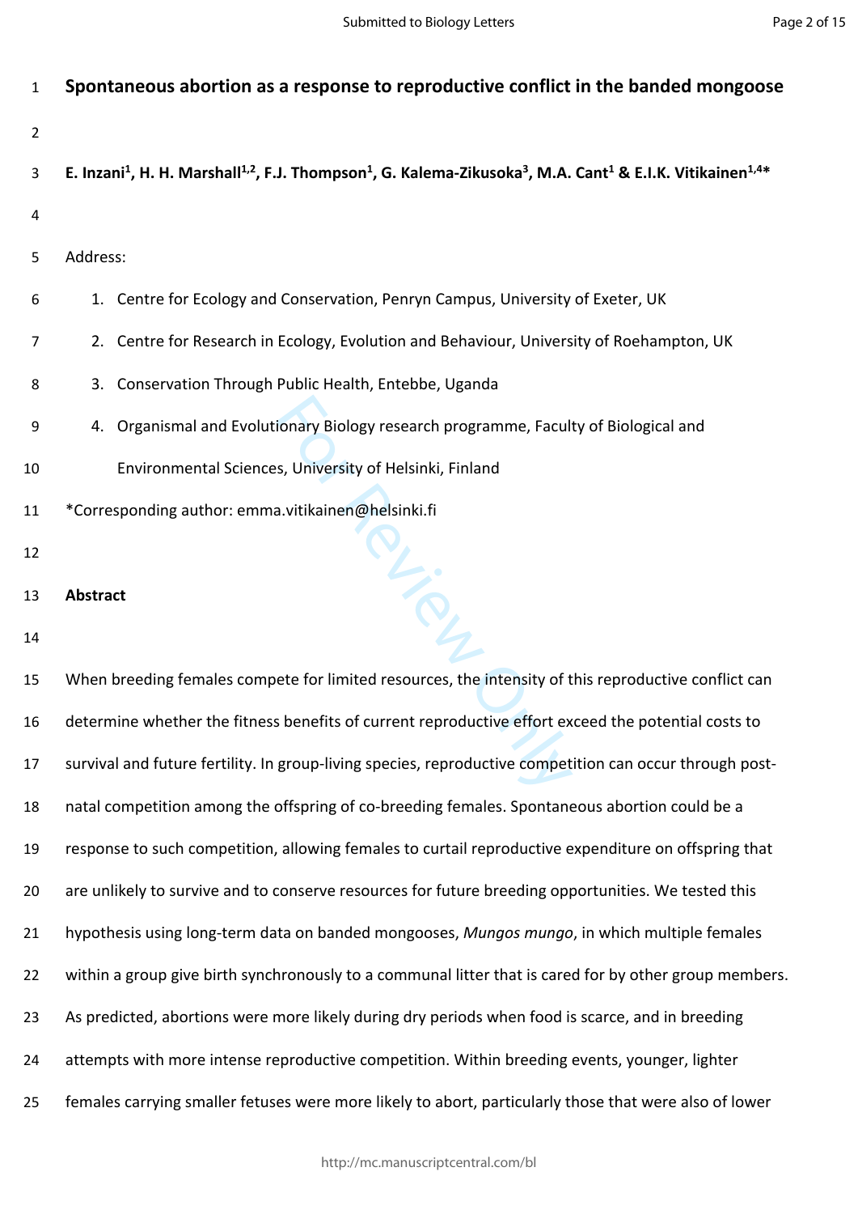# Spontaneous abortion as a response to reproductive conflict in the banded mongoose

**E. Inzani[1], H. H. Marshall[1,2], F.J. Thompson[1], G. Kalema-Zikusoka[3], M.A. Cant[1] & E.I.K. Vitikainen[1,4]***

Address:

1. Centre for Ecology and Conservation, Penryn Campus, University of Exeter, UK
2. Centre for Research in Ecology, Evolution and Behaviour, University of Roehampton, UK
3. Conservation Through Public Health, Entebbe, Uganda
4. Organismal and Evolutionary Biology research programme, Faculty of Biological and Environmental Sciences, University of Helsinki, Finland

*Corresponding author: emma.vitikainen@helsinki.fi

## Abstract

When breeding females compete for limited resources, the intensity of this reproductive conflict can determine whether the fitness benefits of current reproductive effort exceed the potential costs to survival and future fertility. In group-living species, reproductive competition can occur through post-natal competition among the offspring of co-breeding females. Spontaneous abortion could be a response to such competition, allowing females to curtail reproductive expenditure on offspring that are unlikely to survive and to conserve resources for future breeding opportunities. We tested this hypothesis using long-term data on banded mongooses, *Mungos mungo*, in which multiple females within a group give birth synchronously to a communal litter that is cared for by other group members. As predicted, abortions were more likely during dry periods when food is scarce, and in breeding attempts with more intense reproductive competition. Within breeding events, younger, lighter females carrying smaller fetuses were more likely to abort, particularly those that were also of lower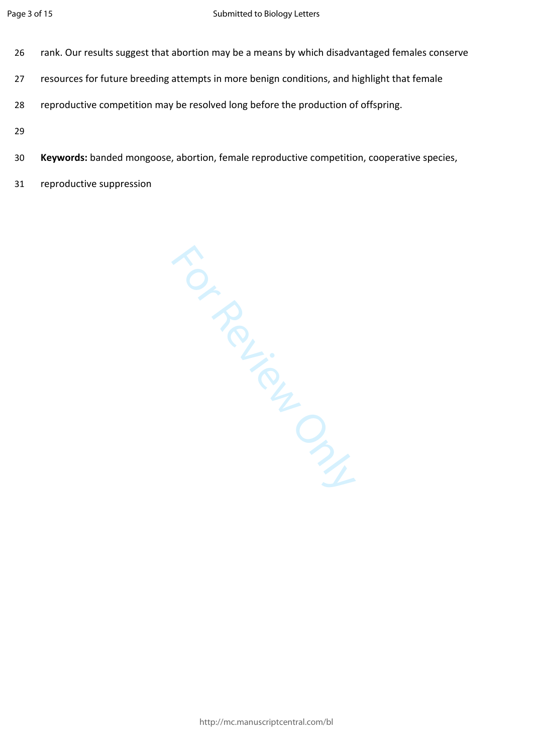rank. Our results suggest that abortion may be a means by which disadvantaged females conserve resources for future breeding attempts in more benign conditions, and highlight that female reproductive competition may be resolved long before the production of offspring.

**Keywords:** banded mongoose, abortion, female reproductive competition, cooperative species, reproductive suppression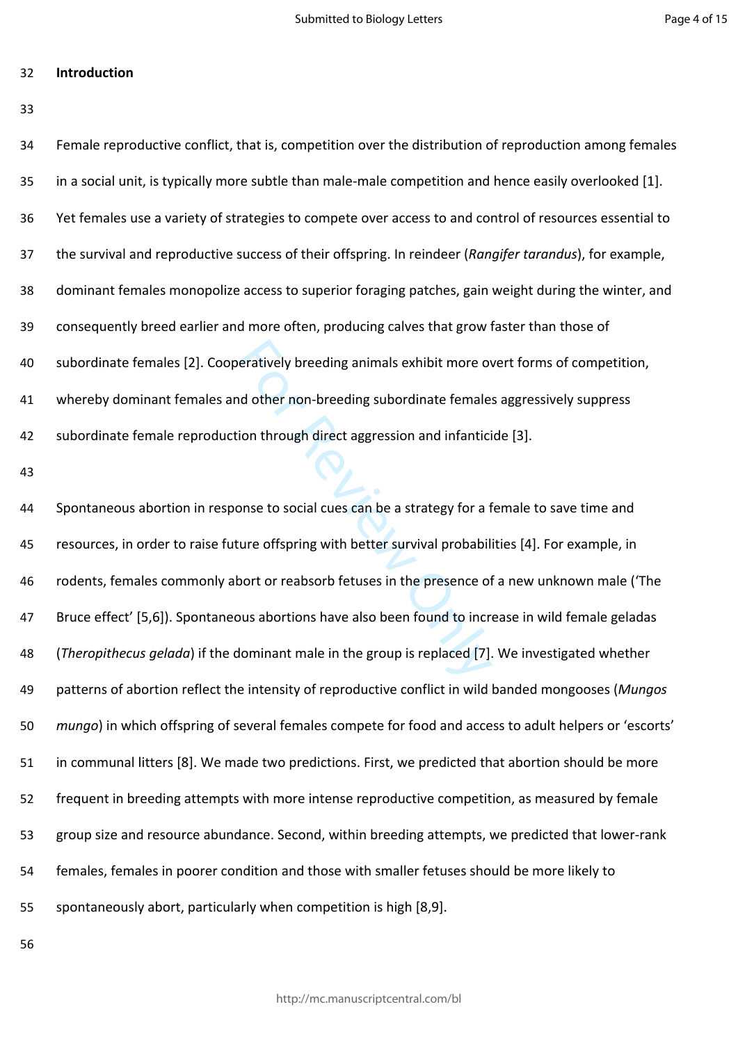## Introduction

Female reproductive conflict, that is, competition over the distribution of reproduction among females in a social unit, is typically more subtle than male-male competition and hence easily overlooked [1]. Yet females use a variety of strategies to compete over access to and control of resources essential to the survival and reproductive success of their offspring. In reindeer (*Rangifer tarandus*), for example, dominant females monopolize access to superior foraging patches, gain weight during the winter, and consequently breed earlier and more often, producing calves that grow faster than those of subordinate females [2]. Cooperatively breeding animals exhibit more overt forms of competition, whereby dominant females and other non-breeding subordinate females aggressively suppress subordinate female reproduction through direct aggression and infanticide [3].

Spontaneous abortion in response to social cues can be a strategy for a female to save time and resources, in order to raise future offspring with better survival probabilities [4]. For example, in rodents, females commonly abort or reabsorb fetuses in the presence of a new unknown male ('The Bruce effect' [5,6]). Spontaneous abortions have also been found to increase in wild female geladas (*Theropithecus gelada*) if the dominant male in the group is replaced [7]. We investigated whether patterns of abortion reflect the intensity of reproductive conflict in wild banded mongooses (*Mungos mungo*) in which offspring of several females compete for food and access to adult helpers or 'escorts' in communal litters [8]. We made two predictions. First, we predicted that abortion should be more frequent in breeding attempts with more intense reproductive competition, as measured by female group size and resource abundance. Second, within breeding attempts, we predicted that lower-rank females, females in poorer condition and those with smaller fetuses should be more likely to spontaneously abort, particularly when competition is high [8,9].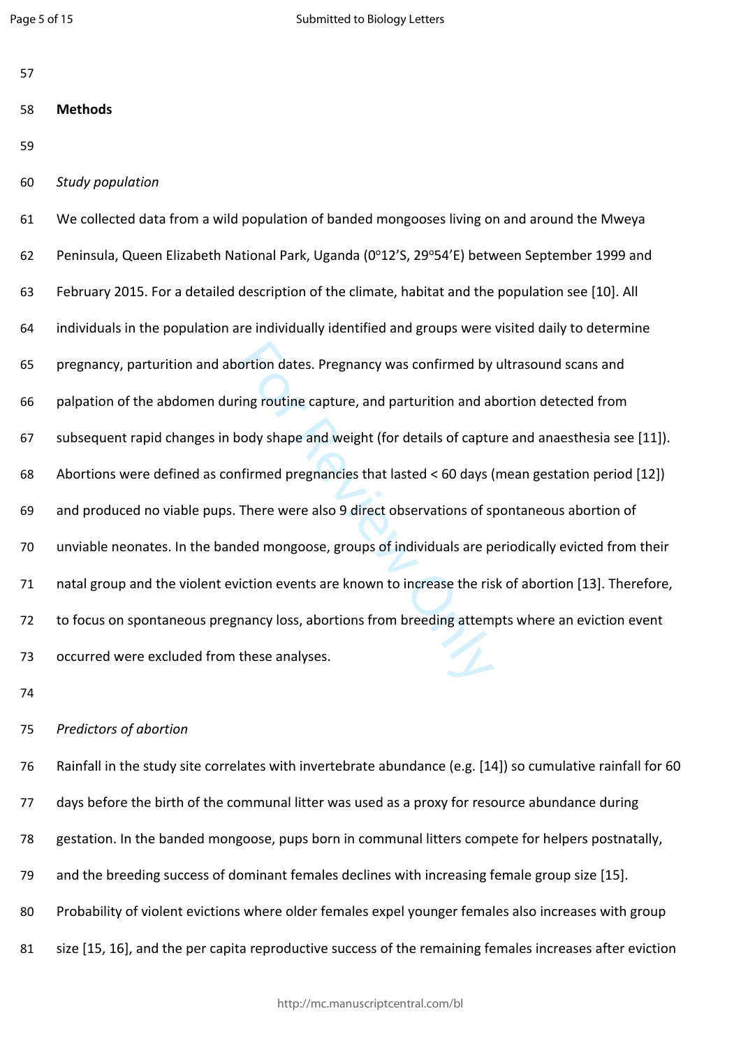## Methods

### *Study population*

We collected data from a wild population of banded mongooses living on and around the Mweya Peninsula, Queen Elizabeth National Park, Uganda (0°12'S, 29°54'E) between September 1999 and February 2015. For a detailed description of the climate, habitat and the population see [10]. All individuals in the population are individually identified and groups were visited daily to determine pregnancy, parturition and abortion dates. Pregnancy was confirmed by ultrasound scans and palpation of the abdomen during routine capture, and parturition and abortion detected from subsequent rapid changes in body shape and weight (for details of capture and anaesthesia see [11]). Abortions were defined as confirmed pregnancies that lasted < 60 days (mean gestation period [12]) and produced no viable pups. There were also 9 direct observations of spontaneous abortion of unviable neonates. In the banded mongoose, groups of individuals are periodically evicted from their natal group and the violent eviction events are known to increase the risk of abortion [13]. Therefore, to focus on spontaneous pregnancy loss, abortions from breeding attempts where an eviction event occurred were excluded from these analyses.

### *Predictors of abortion*

Rainfall in the study site correlates with invertebrate abundance (e.g. [14]) so cumulative rainfall for 60 days before the birth of the communal litter was used as a proxy for resource abundance during gestation. In the banded mongoose, pups born in communal litters compete for helpers postnatally, and the breeding success of dominant females declines with increasing female group size [15]. Probability of violent evictions where older females expel younger females also increases with group size [15, 16], and the per capita reproductive success of the remaining females increases after eviction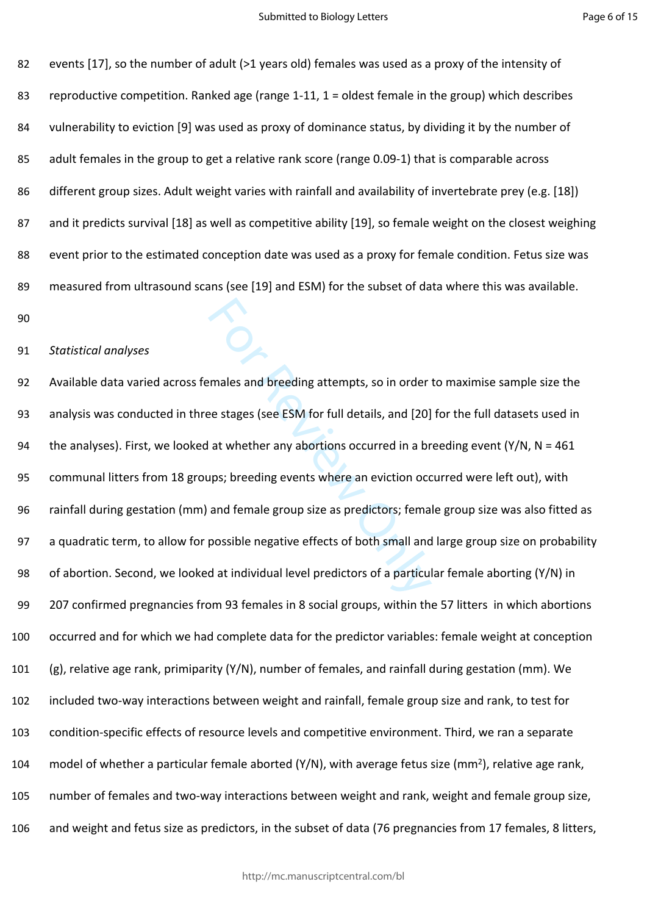events [17], so the number of adult (>1 years old) females was used as a proxy of the intensity of reproductive competition. Ranked age (range 1-11, 1 = oldest female in the group) which describes vulnerability to eviction [9] was used as proxy of dominance status, by dividing it by the number of adult females in the group to get a relative rank score (range 0.09-1) that is comparable across different group sizes. Adult weight varies with rainfall and availability of invertebrate prey (e.g. [18]) and it predicts survival [18] as well as competitive ability [19], so female weight on the closest weighing event prior to the estimated conception date was used as a proxy for female condition. Fetus size was measured from ultrasound scans (see [19] and ESM) for the subset of data where this was available.

*Statistical analyses*

Available data varied across females and breeding attempts, so in order to maximise sample size the analysis was conducted in three stages (see ESM for full details, and [20] for the full datasets used in the analyses). First, we looked at whether any abortions occurred in a breeding event (Y/N, N = 461 communal litters from 18 groups; breeding events where an eviction occurred were left out), with rainfall during gestation (mm) and female group size as predictors; female group size was also fitted as a quadratic term, to allow for possible negative effects of both small and large group size on probability of abortion. Second, we looked at individual level predictors of a particular female aborting (Y/N) in 207 confirmed pregnancies from 93 females in 8 social groups, within the 57 litters in which abortions occurred and for which we had complete data for the predictor variables: female weight at conception (g), relative age rank, primiparity (Y/N), number of females, and rainfall during gestation (mm). We included two-way interactions between weight and rainfall, female group size and rank, to test for condition-specific effects of resource levels and competitive environment. Third, we ran a separate model of whether a particular female aborted (Y/N), with average fetus size ($mm^2$), relative age rank, number of females and two-way interactions between weight and rank, weight and female group size, and weight and fetus size as predictors, in the subset of data (76 pregnancies from 17 females, 8 litters,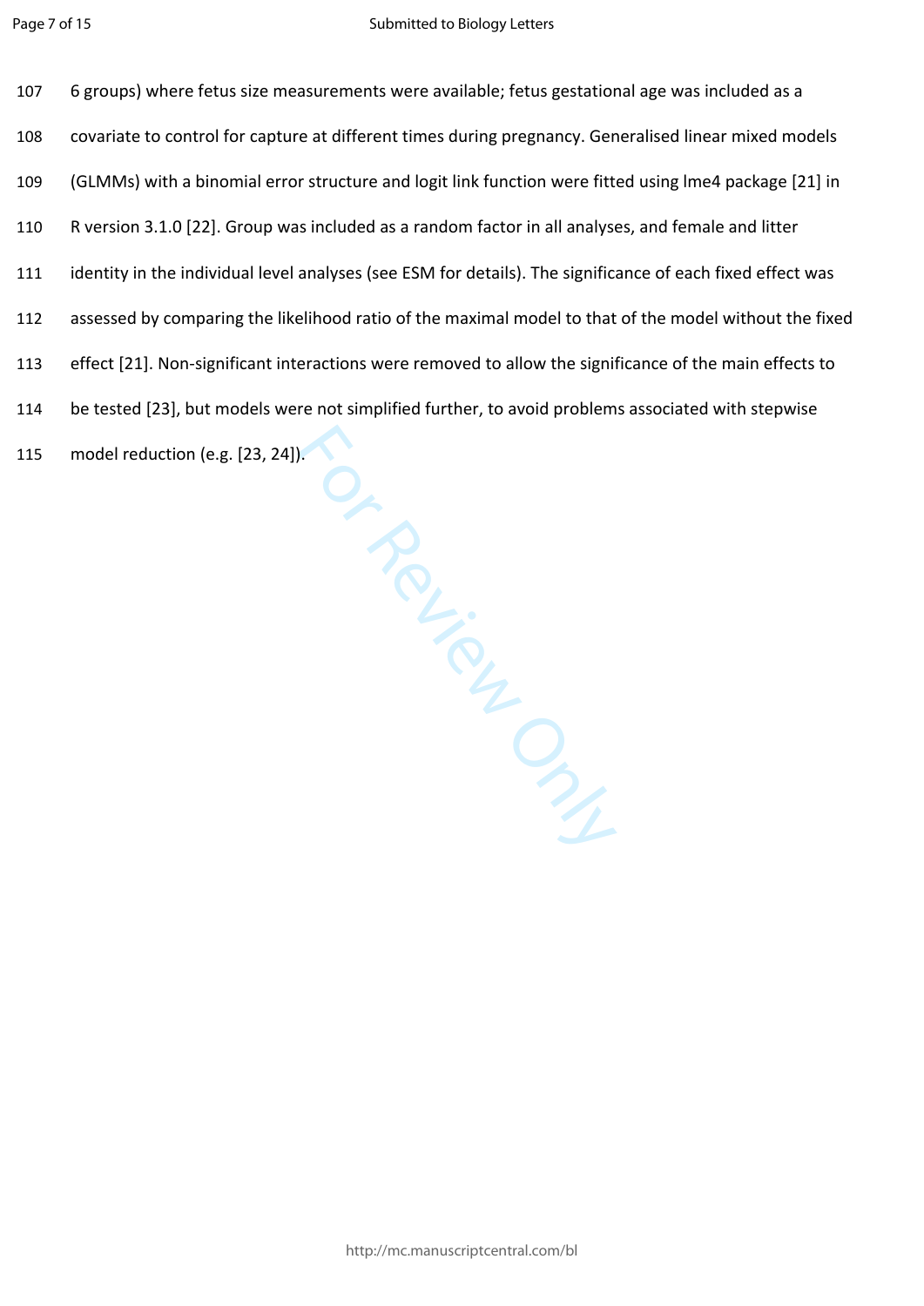6 groups) where fetus size measurements were available; fetus gestational age was included as a covariate to control for capture at different times during pregnancy. Generalised linear mixed models (GLMMs) with a binomial error structure and logit link function were fitted using lme4 package [21] in R version 3.1.0 [22]. Group was included as a random factor in all analyses, and female and litter identity in the individual level analyses (see ESM for details). The significance of each fixed effect was assessed by comparing the likelihood ratio of the maximal model to that of the model without the fixed effect [21]. Non-significant interactions were removed to allow the significance of the main effects to be tested [23], but models were not simplified further, to avoid problems associated with stepwise model reduction (e.g. [23, 24]).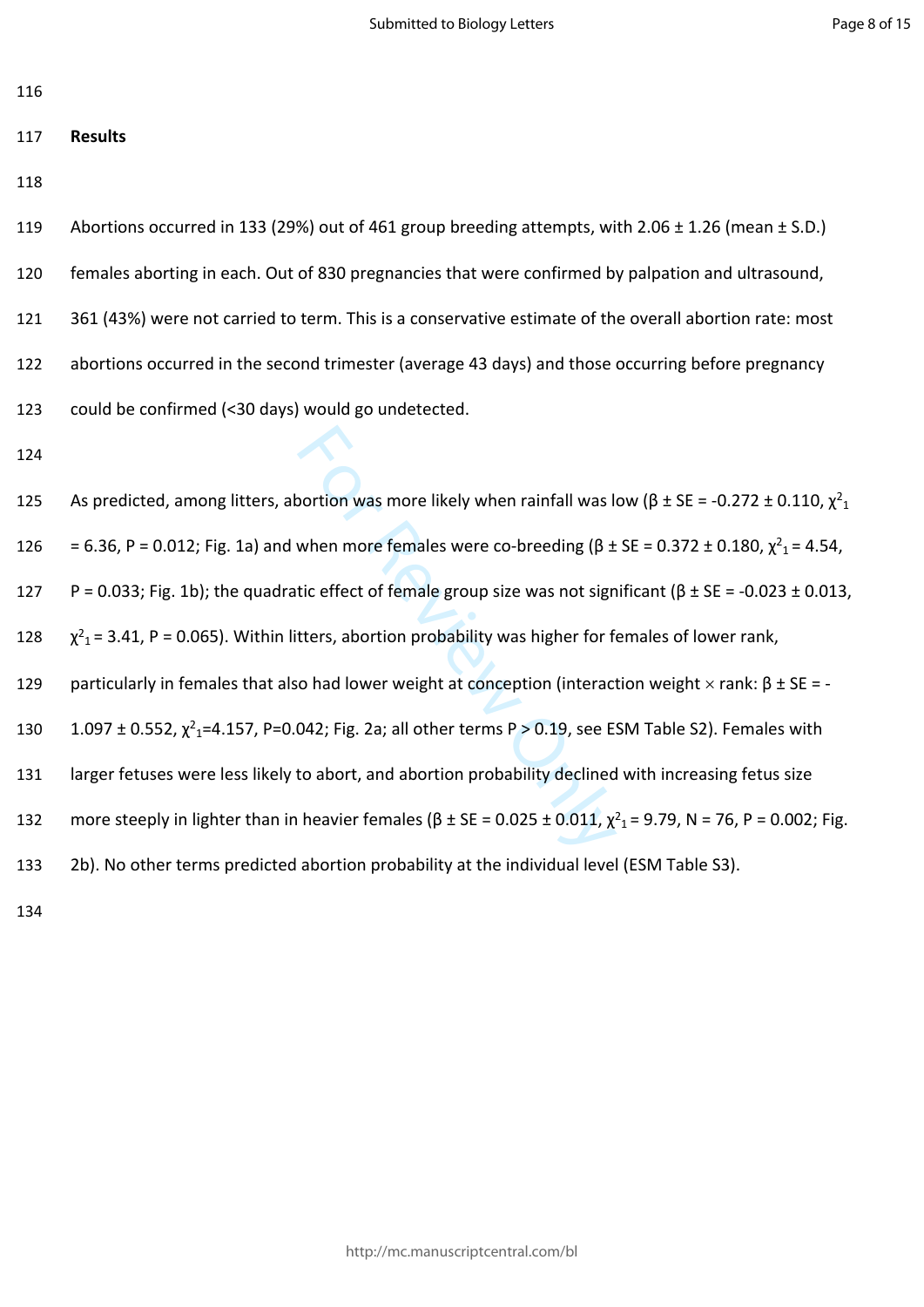## Results

Abortions occurred in 133 (29%) out of 461 group breeding attempts, with 2.06 ± 1.26 (mean ± S.D.) females aborting in each. Out of 830 pregnancies that were confirmed by palpation and ultrasound, 361 (43%) were not carried to term. This is a conservative estimate of the overall abortion rate: most abortions occurred in the second trimester (average 43 days) and those occurring before pregnancy could be confirmed (<30 days) would go undetected.

As predicted, among litters, abortion was more likely when rainfall was low ($\beta \pm SE = -0.272 \pm 0.110$, $\chi^2_1 = 6.36$, $P = 0.012$; Fig. 1a) and when more females were co-breeding ($\beta \pm SE = 0.372 \pm 0.180$, $\chi^2_1 = 4.54$, $P = 0.033$; Fig. 1b); the quadratic effect of female group size was not significant ($\beta \pm SE = -0.023 \pm 0.013$, $\chi^2_1 = 3.41$, $P = 0.065$). Within litters, abortion probability was higher for females of lower rank, particularly in females that also had lower weight at conception (interaction weight × rank: $\beta \pm SE = -1.097 \pm 0.552$, $\chi^2_1 = 4.157$, $P = 0.042$; Fig. 2a; all other terms $P > 0.19$, see ESM Table S2). Females with larger fetuses were less likely to abort, and abortion probability declined with increasing fetus size more steeply in lighter than in heavier females ($\beta \pm SE = 0.025 \pm 0.011$, $\chi^2_1 = 9.79$, $N = 76$, $P = 0.002$; Fig. 2b). No other terms predicted abortion probability at the individual level (ESM Table S3).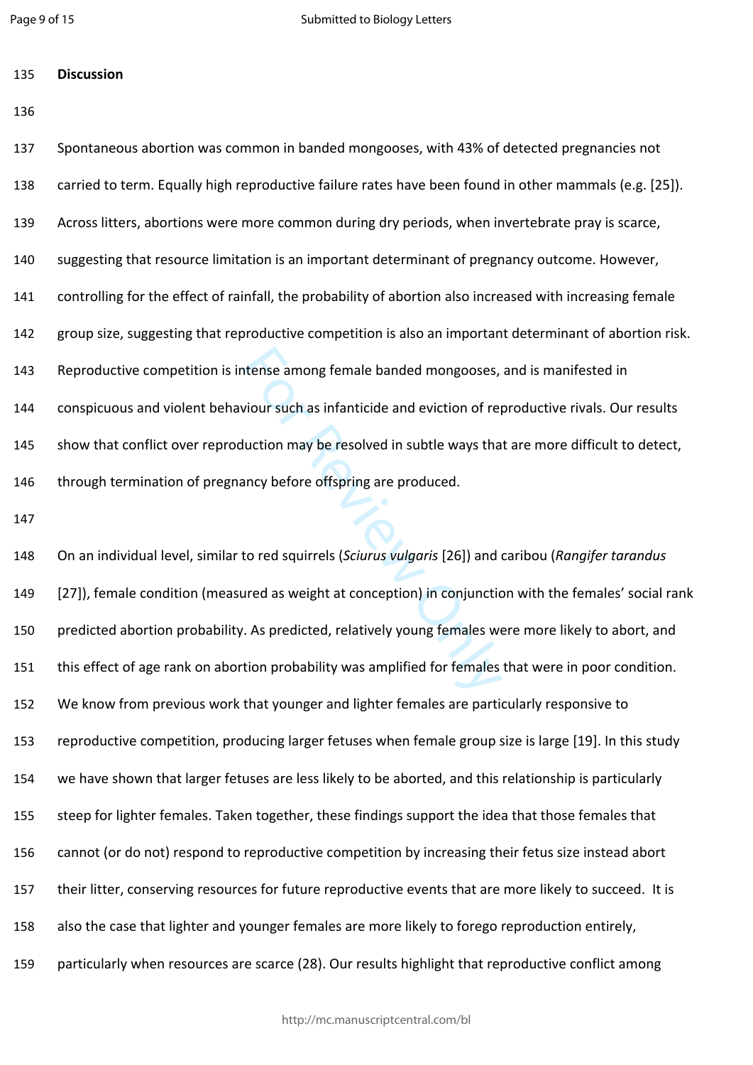## Discussion

Spontaneous abortion was common in banded mongooses, with 43% of detected pregnancies not carried to term. Equally high reproductive failure rates have been found in other mammals (e.g. [25]). Across litters, abortions were more common during dry periods, when invertebrate pray is scarce, suggesting that resource limitation is an important determinant of pregnancy outcome. However, controlling for the effect of rainfall, the probability of abortion also increased with increasing female group size, suggesting that reproductive competition is also an important determinant of abortion risk. Reproductive competition is intense among female banded mongooses, and is manifested in conspicuous and violent behaviour such as infanticide and eviction of reproductive rivals. Our results show that conflict over reproduction may be resolved in subtle ways that are more difficult to detect, through termination of pregnancy before offspring are produced.

On an individual level, similar to red squirrels (*Sciurus vulgaris* [26]) and caribou (*Rangifer tarandus* [27]), female condition (measured as weight at conception) in conjunction with the females' social rank predicted abortion probability. As predicted, relatively young females were more likely to abort, and this effect of age rank on abortion probability was amplified for females that were in poor condition. We know from previous work that younger and lighter females are particularly responsive to reproductive competition, producing larger fetuses when female group size is large [19]. In this study we have shown that larger fetuses are less likely to be aborted, and this relationship is particularly steep for lighter females. Taken together, these findings support the idea that those females that cannot (or do not) respond to reproductive competition by increasing their fetus size instead abort their litter, conserving resources for future reproductive events that are more likely to succeed. It is also the case that lighter and younger females are more likely to forego reproduction entirely, particularly when resources are scarce (28). Our results highlight that reproductive conflict among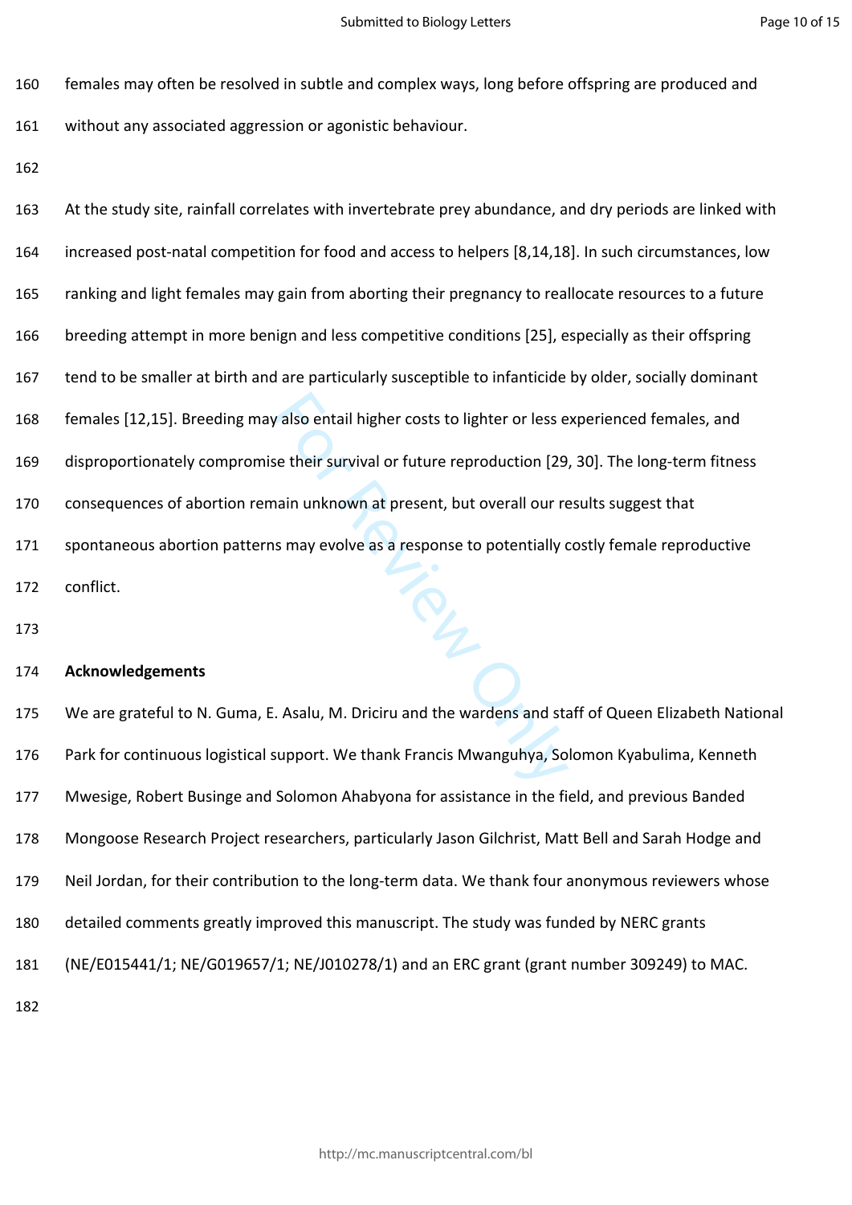females may often be resolved in subtle and complex ways, long before offspring are produced and without any associated aggression or agonistic behaviour.

At the study site, rainfall correlates with invertebrate prey abundance, and dry periods are linked with increased post-natal competition for food and access to helpers [8,14,18]. In such circumstances, low ranking and light females may gain from aborting their pregnancy to reallocate resources to a future breeding attempt in more benign and less competitive conditions [25], especially as their offspring tend to be smaller at birth and are particularly susceptible to infanticide by older, socially dominant females [12,15]. Breeding may also entail higher costs to lighter or less experienced females, and disproportionately compromise their survival or future reproduction [29, 30]. The long-term fitness consequences of abortion remain unknown at present, but overall our results suggest that spontaneous abortion patterns may evolve as a response to potentially costly female reproductive conflict.

## Acknowledgements

We are grateful to N. Guma, E. Asalu, M. Driciru and the wardens and staff of Queen Elizabeth National Park for continuous logistical support. We thank Francis Mwanguhya, Solomon Kyabulima, Kenneth Mwesige, Robert Businge and Solomon Ahabyona for assistance in the field, and previous Banded Mongoose Research Project researchers, particularly Jason Gilchrist, Matt Bell and Sarah Hodge and Neil Jordan, for their contribution to the long-term data. We thank four anonymous reviewers whose detailed comments greatly improved this manuscript. The study was funded by NERC grants (NE/E015441/1; NE/G019657/1; NE/J010278/1) and an ERC grant (grant number 309249) to MAC.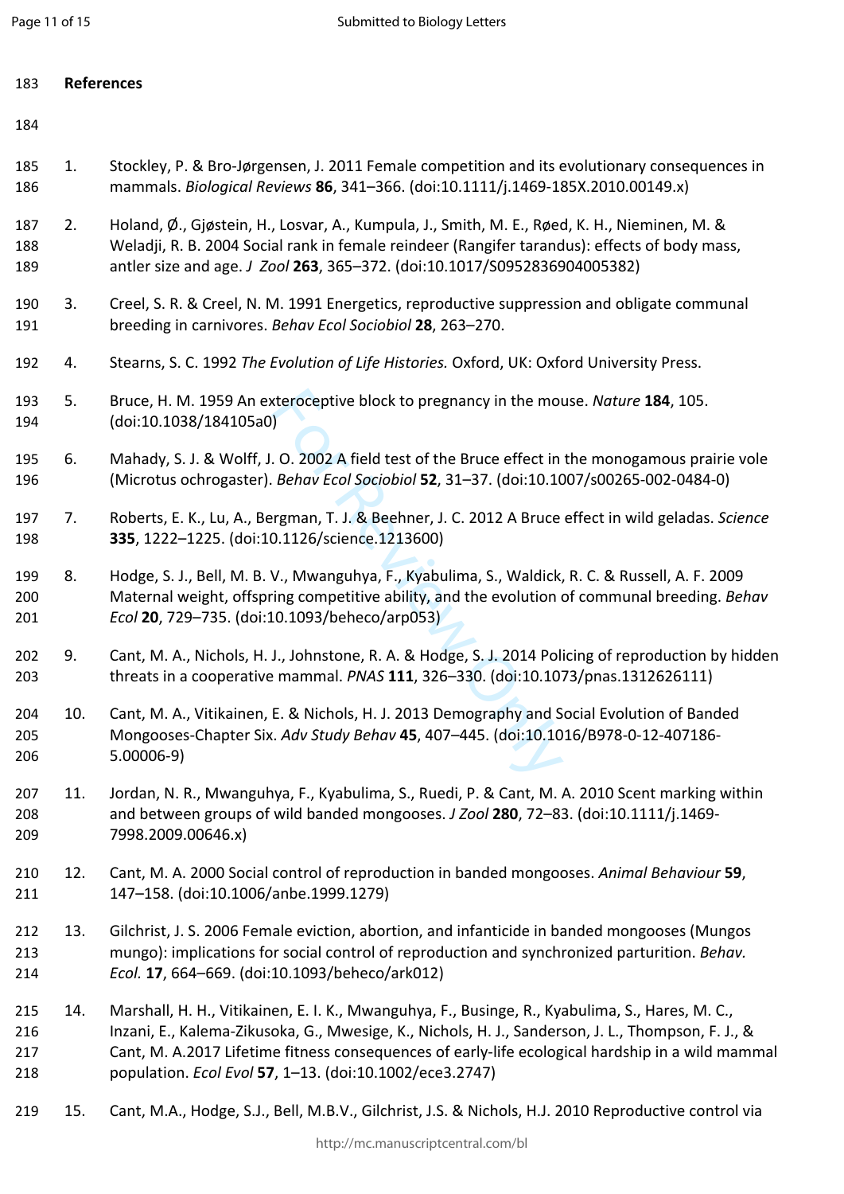## References

1. Stockley, P. & Bro-Jørgensen, J. 2011 Female competition and its evolutionary consequences in mammals. *Biological Reviews* **86**, 341–366. (doi:10.1111/j.1469-185X.2010.00149.x)

2. Holand, Ø., Gjøstein, H., Losvar, A., Kumpula, J., Smith, M. E., Røed, K. H., Nieminen, M. & Weladji, R. B. 2004 Social rank in female reindeer (Rangifer tarandus): effects of body mass, antler size and age. *J Zool* **263**, 365–372. (doi:10.1017/S0952836904005382)

3. Creel, S. R. & Creel, N. M. 1991 Energetics, reproductive suppression and obligate communal breeding in carnivores. *Behav Ecol Sociobiol* **28**, 263–270.

4. Stearns, S. C. 1992 *The Evolution of Life Histories.* Oxford, UK: Oxford University Press.

5. Bruce, H. M. 1959 An exteroceptive block to pregnancy in the mouse. *Nature* **184**, 105. (doi:10.1038/184105a0)

6. Mahady, S. J. & Wolff, J. O. 2002 A field test of the Bruce effect in the monogamous prairie vole (Microtus ochrogaster). *Behav Ecol Sociobiol* **52**, 31–37. (doi:10.1007/s00265-002-0484-0)

7. Roberts, E. K., Lu, A., Bergman, T. J. & Beehner, J. C. 2012 A Bruce effect in wild geladas. *Science* **335**, 1222–1225. (doi:10.1126/science.1213600)

8. Hodge, S. J., Bell, M. B. V., Mwanguhya, F., Kyabulima, S., Waldick, R. C. & Russell, A. F. 2009 Maternal weight, offspring competitive ability, and the evolution of communal breeding. *Behav Ecol* **20**, 729–735. (doi:10.1093/beheco/arp053)

9. Cant, M. A., Nichols, H. J., Johnstone, R. A. & Hodge, S. J. 2014 Policing of reproduction by hidden threats in a cooperative mammal. *PNAS* **111**, 326–330. (doi:10.1073/pnas.1312626111)

10. Cant, M. A., Vitikainen, E. & Nichols, H. J. 2013 Demography and Social Evolution of Banded Mongooses-Chapter Six. *Adv Study Behav* **45**, 407–445. (doi:10.1016/B978-0-12-407186-5.00006-9)

11. Jordan, N. R., Mwanguhya, F., Kyabulima, S., Ruedi, P. & Cant, M. A. 2010 Scent marking within and between groups of wild banded mongooses. *J Zool* **280**, 72–83. (doi:10.1111/j.1469-7998.2009.00646.x)

12. Cant, M. A. 2000 Social control of reproduction in banded mongooses. *Animal Behaviour* **59**, 147–158. (doi:10.1006/anbe.1999.1279)

13. Gilchrist, J. S. 2006 Female eviction, abortion, and infanticide in banded mongooses (Mungos mungo): implications for social control of reproduction and synchronized parturition. *Behav. Ecol.* **17**, 664–669. (doi:10.1093/beheco/ark012)

14. Marshall, H. H., Vitikainen, E. I. K., Mwanguhya, F., Businge, R., Kyabulima, S., Hares, M. C., Inzani, E., Kalema-Zikusoka, G., Mwesige, K., Nichols, H. J., Sanderson, J. L., Thompson, F. J., & Cant, M. A.2017 Lifetime fitness consequences of early-life ecological hardship in a wild mammal population. *Ecol Evol* **57**, 1–13. (doi:10.1002/ece3.2747)

15. Cant, M.A., Hodge, S.J., Bell, M.B.V., Gilchrist, J.S. & Nichols, H.J. 2010 Reproductive control via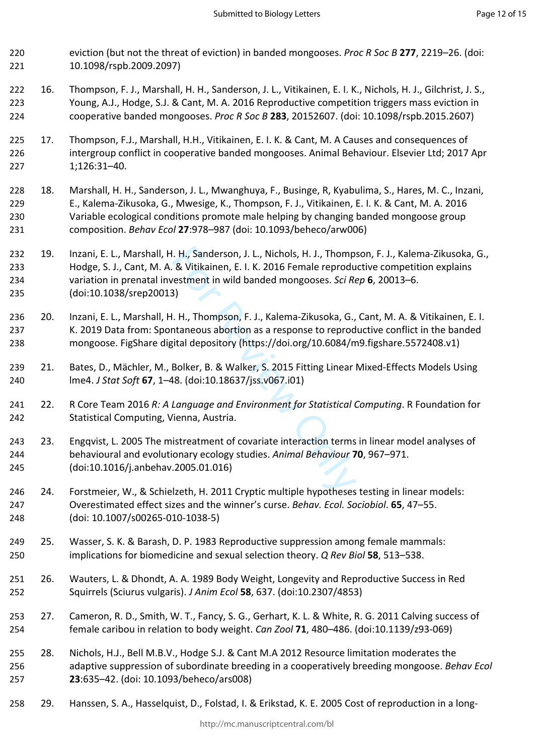eviction (but not the threat of eviction) in banded mongooses. *Proc R Soc B* **277**, 2219–26. (doi: 10.1098/rspb.2009.2097)

16. Thompson, F. J., Marshall, H. H., Sanderson, J. L., Vitikainen, E. I. K., Nichols, H. J., Gilchrist, J. S., Young, A.J., Hodge, S.J. & Cant, M. A. 2016 Reproductive competition triggers mass eviction in cooperative banded mongooses. *Proc R Soc B* **283**, 20152607. (doi: 10.1098/rspb.2015.2607)

17. Thompson, F.J., Marshall, H.H., Vitikainen, E. I. K. & Cant, M. A Causes and consequences of intergroup conflict in cooperative banded mongooses. Animal Behaviour. Elsevier Ltd; 2017 Apr 1;126:31–40.

18. Marshall, H. H., Sanderson, J. L., Mwanghuya, F., Businge, R, Kyabulima, S., Hares, M. C., Inzani, E., Kalema-Zikusoka, G., Mwesige, K., Thompson, F. J., Vitikainen, E. I. K. & Cant, M. A. 2016 Variable ecological conditions promote male helping by changing banded mongoose group composition. *Behav Ecol* **27**:978–987 (doi: 10.1093/beheco/arw006)

19. Inzani, E. L., Marshall, H. H., Sanderson, J. L., Nichols, H. J., Thompson, F. J., Kalema-Zikusoka, G., Hodge, S. J., Cant, M. A. & Vitikainen, E. I. K. 2016 Female reproductive competition explains variation in prenatal investment in wild banded mongooses. *Sci Rep* **6**, 20013–6. (doi:10.1038/srep20013)

20. Inzani, E. L., Marshall, H. H., Thompson, F. J., Kalema-Zikusoka, G., Cant, M. A. & Vitikainen, E. I. K. 2019 Data from: Spontaneous abortion as a response to reproductive conflict in the banded mongoose. FigShare digital depository (https://doi.org/10.6084/m9.figshare.5572408.v1)

21. Bates, D., Mächler, M., Bolker, B. & Walker, S. 2015 Fitting Linear Mixed-Effects Models Using lme4. *J Stat Soft* **67**, 1–48. (doi:10.18637/jss.v067.i01)

22. R Core Team 2016 *R: A Language and Environment for Statistical Computing*. R Foundation for Statistical Computing, Vienna, Austria.

23. Engqvist, L. 2005 The mistreatment of covariate interaction terms in linear model analyses of behavioural and evolutionary ecology studies. *Animal Behaviour* **70**, 967–971. (doi:10.1016/j.anbehav.2005.01.016)

24. Forstmeier, W., & Schielzeth, H. 2011 Cryptic multiple hypotheses testing in linear models: Overestimated effect sizes and the winner's curse. *Behav. Ecol. Sociobiol*. **65**, 47–55. (doi: 10.1007/s00265-010-1038-5)

25. Wasser, S. K. & Barash, D. P. 1983 Reproductive suppression among female mammals: implications for biomedicine and sexual selection theory. *Q Rev Biol* **58**, 513–538.

26. Wauters, L. & Dhondt, A. A. 1989 Body Weight, Longevity and Reproductive Success in Red Squirrels (Sciurus vulgaris). *J Anim Ecol* **58**, 637. (doi:10.2307/4853)

27. Cameron, R. D., Smith, W. T., Fancy, S. G., Gerhart, K. L. & White, R. G. 2011 Calving success of female caribou in relation to body weight. *Can Zool* **71**, 480–486. (doi:10.1139/z93-069)

28. Nichols, H.J., Bell M.B.V., Hodge S.J. & Cant M.A 2012 Resource limitation moderates the adaptive suppression of subordinate breeding in a cooperatively breeding mongoose. *Behav Ecol* **23**:635–42. (doi: 10.1093/beheco/ars008)

29. Hanssen, S. A., Hasselquist, D., Folstad, I. & Erikstad, K. E. 2005 Cost of reproduction in a long-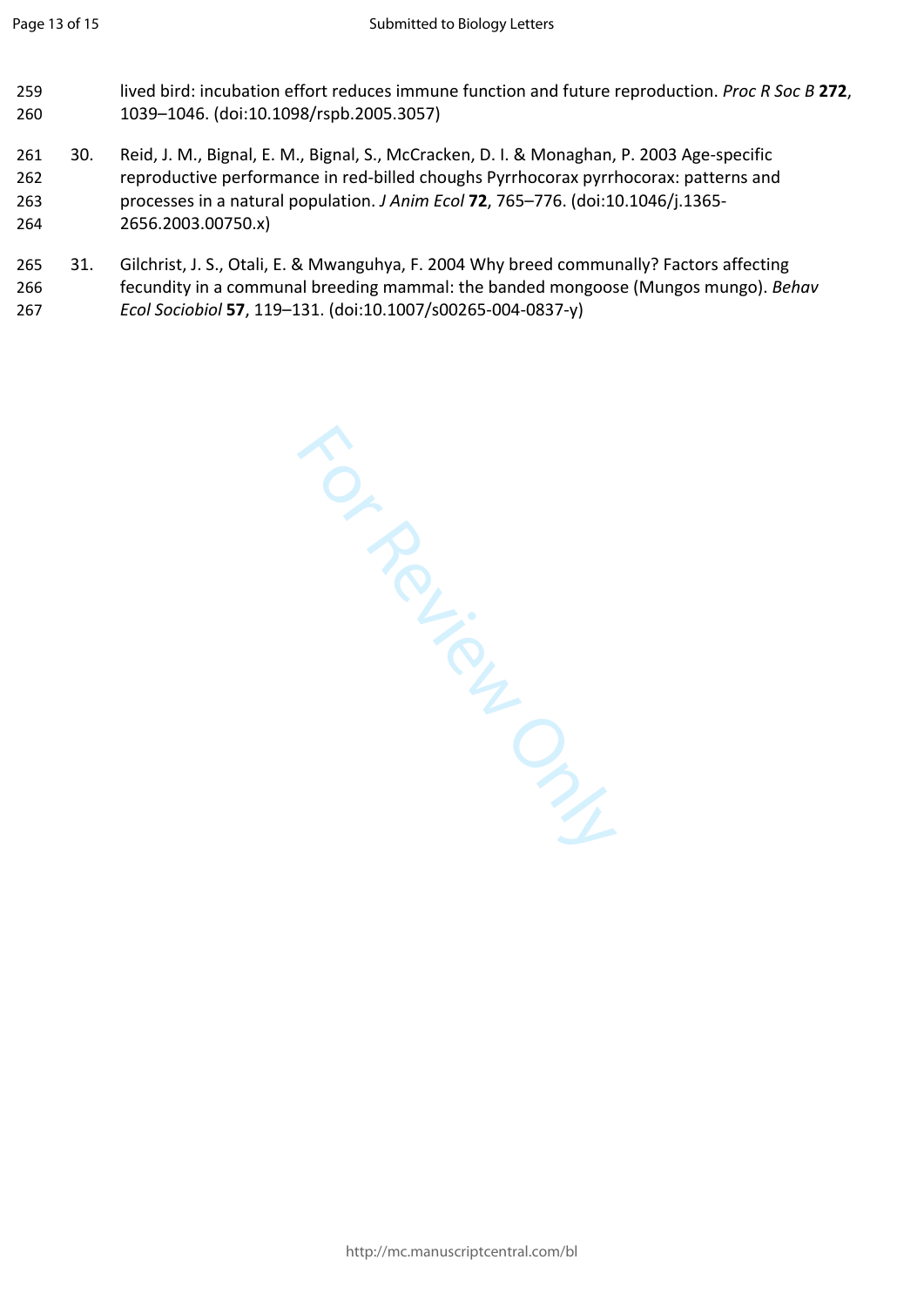lived bird: incubation effort reduces immune function and future reproduction. *Proc R Soc B* **272**, 1039–1046. (doi:10.1098/rspb.2005.3057)

30. Reid, J. M., Bignal, E. M., Bignal, S., McCracken, D. I. & Monaghan, P. 2003 Age-specific reproductive performance in red-billed choughs Pyrrhocorax pyrrhocorax: patterns and processes in a natural population. *J Anim Ecol* **72**, 765–776. (doi:10.1046/j.1365-2656.2003.00750.x)

31. Gilchrist, J. S., Otali, E. & Mwanguhya, F. 2004 Why breed communally? Factors affecting fecundity in a communal breeding mammal: the banded mongoose (Mungos mungo). *Behav Ecol Sociobiol* **57**, 119–131. (doi:10.1007/s00265-004-0837-y)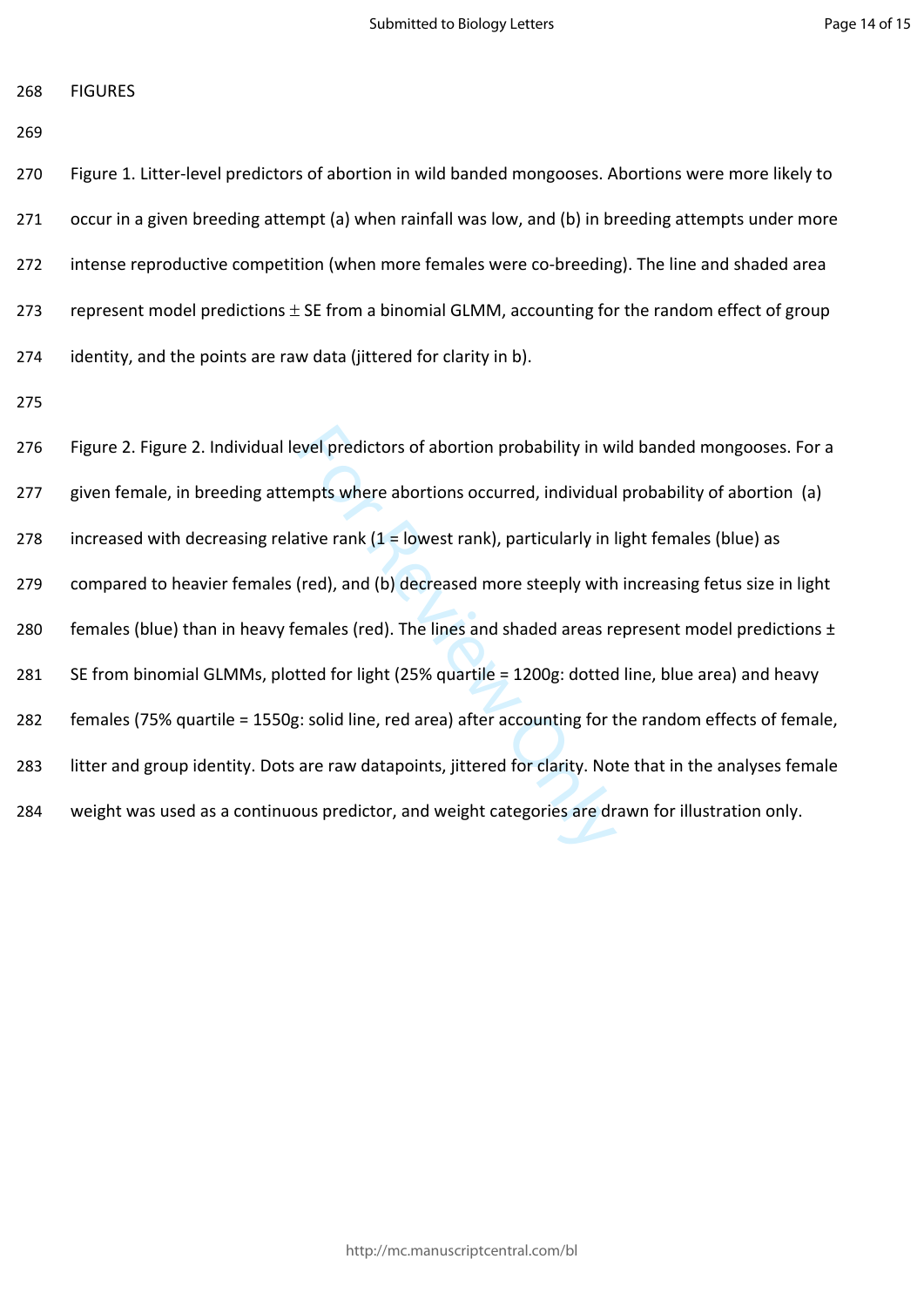FIGURES

Figure 1. Litter-level predictors of abortion in wild banded mongooses. Abortions were more likely to occur in a given breeding attempt (a) when rainfall was low, and (b) in breeding attempts under more intense reproductive competition (when more females were co-breeding). The line and shaded area represent model predictions $\pm$ SE from a binomial GLMM, accounting for the random effect of group identity, and the points are raw data (jittered for clarity in b).

Figure 2. Figure 2. Individual level predictors of abortion probability in wild banded mongooses. For a given female, in breeding attempts where abortions occurred, individual probability of abortion (a) increased with decreasing relative rank (1 = lowest rank), particularly in light females (blue) as compared to heavier females (red), and (b) decreased more steeply with increasing fetus size in light females (blue) than in heavy females (red). The lines and shaded areas represent model predictions ± SE from binomial GLMMs, plotted for light (25% quartile = 1200g: dotted line, blue area) and heavy females (75% quartile = 1550g: solid line, red area) after accounting for the random effects of female, litter and group identity. Dots are raw datapoints, jittered for clarity. Note that in the analyses female weight was used as a continuous predictor, and weight categories are drawn for illustration only.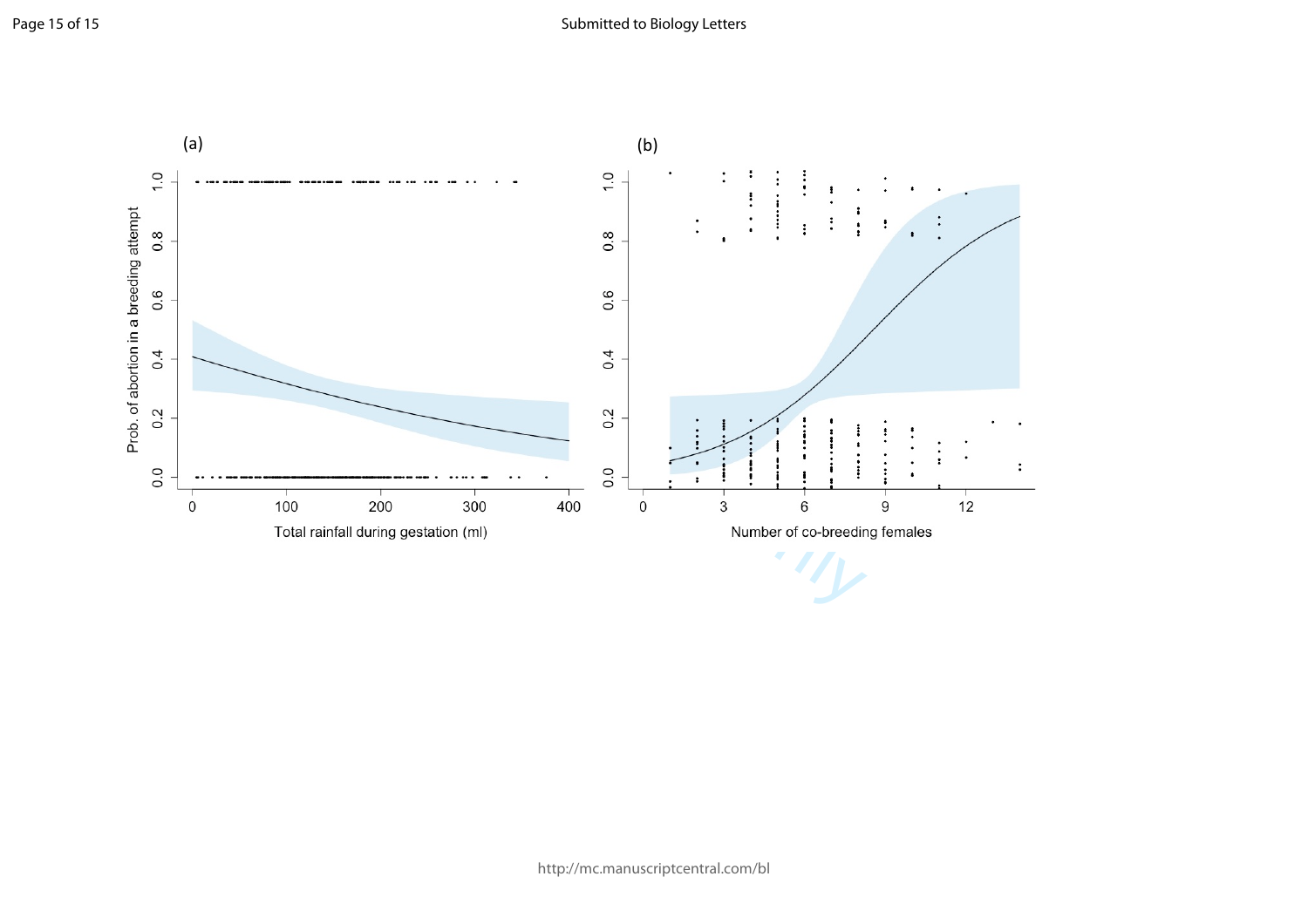(a)

Prob. of abortion in a breeding attempt

Total rainfall during gestation (ml)

(b)

Number of co-breeding females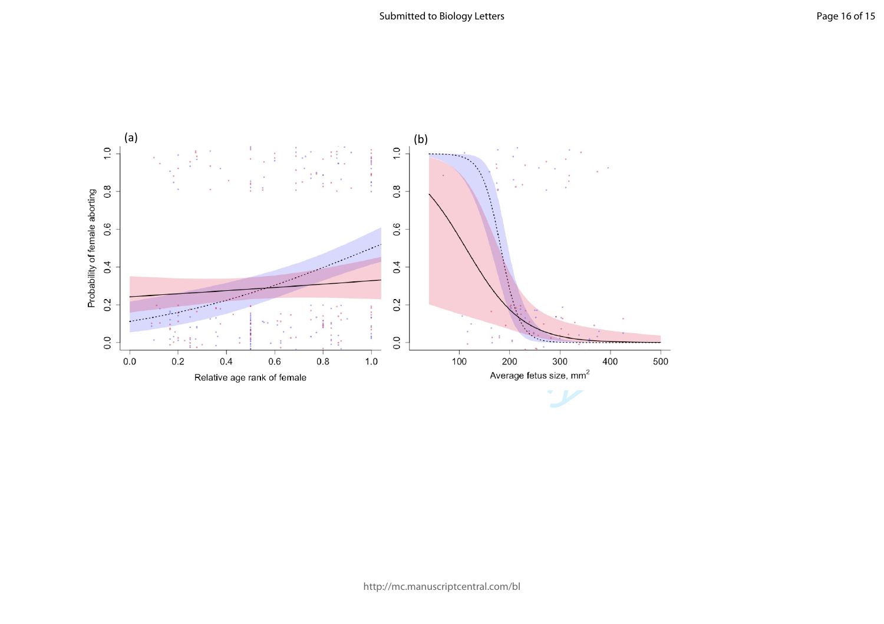(a)

Probability of female aborting

0.0
0.2
0.4
0.6
0.8
1.0

0.0
0.2
0.4
0.6
0.8
1.0

Relative age rank of female

(b)

0.0
0.2
0.4
0.6
0.8
1.0

100
200
300
400
500

Average fetus size, mm$^2$